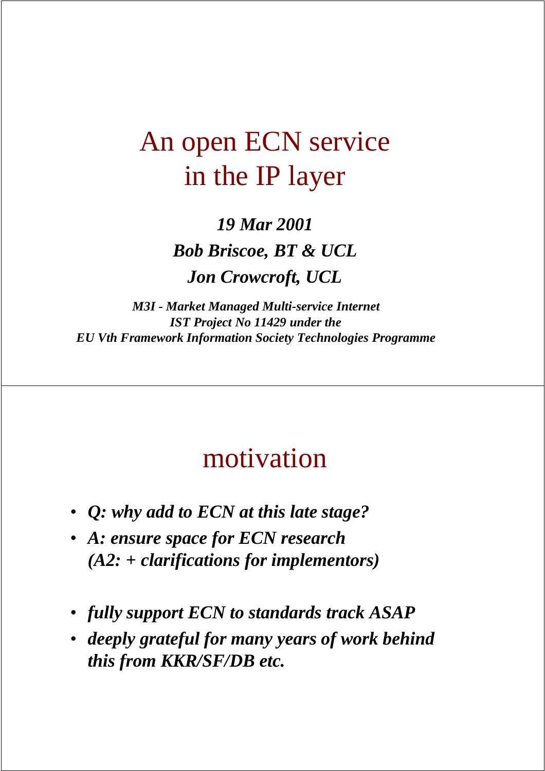# An open ECN service in the IP layer

***19 Mar 2001***

***Bob Briscoe, BT & UCL***

***Jon Crowcroft, UCL***

***M3I - Market Managed Multi-service Internet***
***IST Project No 11429 under the***
***EU Vth Framework Information Society Technologies Programme***

# motivation

- ***Q: why add to ECN at this late stage?***
- ***A: ensure space for ECN research***
  ***(A2: + clarifications for implementors)***

- ***fully support ECN to standards track ASAP***
- ***deeply grateful for many years of work behind this from KKR/SF/DB etc.***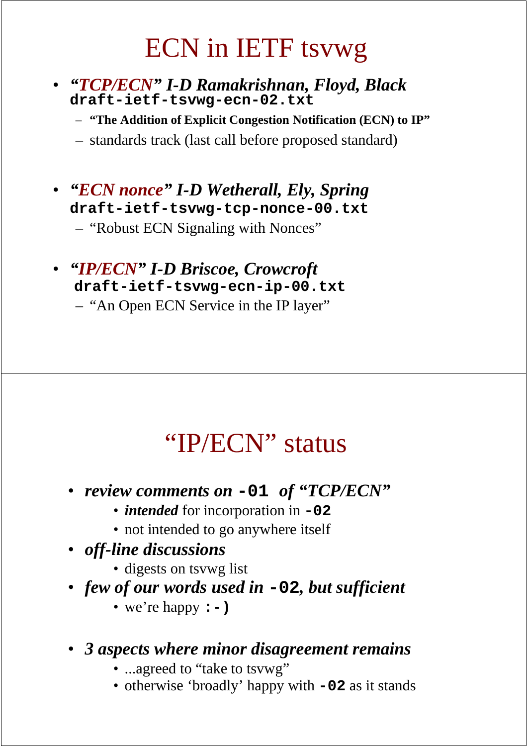# ECN in IETF tsvwg

- ***"TCP/ECN" I-D Ramakrishnan, Floyd, Black***
  **`draft-ietf-tsvwg-ecn-02.txt`**
  - **"The Addition of Explicit Congestion Notification (ECN) to IP"**
  - standards track (last call before proposed standard)
- ***"ECN nonce" I-D Wetherall, Ely, Spring***
  **`draft-ietf-tsvwg-tcp-nonce-00.txt`**
  - "Robust ECN Signaling with Nonces"
- ***"IP/ECN" I-D Briscoe, Crowcroft***
  **`draft-ietf-tsvwg-ecn-ip-00.txt`**
  - "An Open ECN Service in the IP layer"

# "IP/ECN" status

- ***review comments on* `-01` *of "TCP/ECN"***
  - ***intended*** for incorporation in **`-02`**
  - not intended to go anywhere itself
- ***off-line discussions***
  - digests on tsvwg list
- ***few of our words used in* `-02`*, but sufficient***
  - we're happy **`:-)`**
- ***3 aspects where minor disagreement remains***
  - ...agreed to "take to tsvwg"
  - otherwise 'broadly' happy with **`-02`** as it stands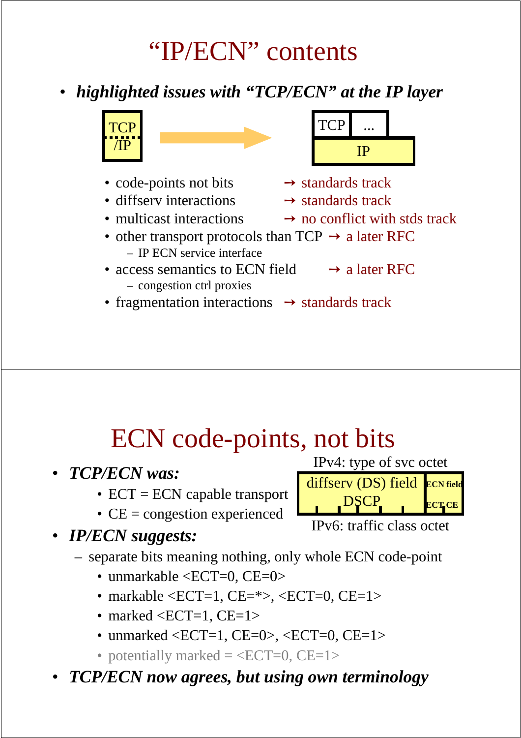# "IP/ECN" contents

- ***highlighted issues with "TCP/ECN" at the IP layer***

TCP/IP → TCP | ... / IP

- code-points not bits → standards track
- diffserv interactions → standards track
- multicast interactions → no conflict with stds track
- other transport protocols than TCP → a later RFC
  - IP ECN service interface
- access semantics to ECN field → a later RFC
  - congestion ctrl proxies
- fragmentation interactions → standards track

# ECN code-points, not bits

IPv4: type of svc octet

diffserv (DS) field DSCP | ECN field ECT CE

IPv6: traffic class octet

- ***TCP/ECN was:***
  - ECT = ECN capable transport
  - CE = congestion experienced
- ***IP/ECN suggests:***
  - separate bits meaning nothing, only whole ECN code-point
    - unmarkable <ECT=0, CE=0>
    - markable <ECT=1, CE=*>, <ECT=0, CE=1>
    - marked <ECT=1, CE=1>
    - unmarked <ECT=1, CE=0>, <ECT=0, CE=1>
    - potentially marked = <ECT=0, CE=1>
- ***TCP/ECN now agrees, but using own terminology***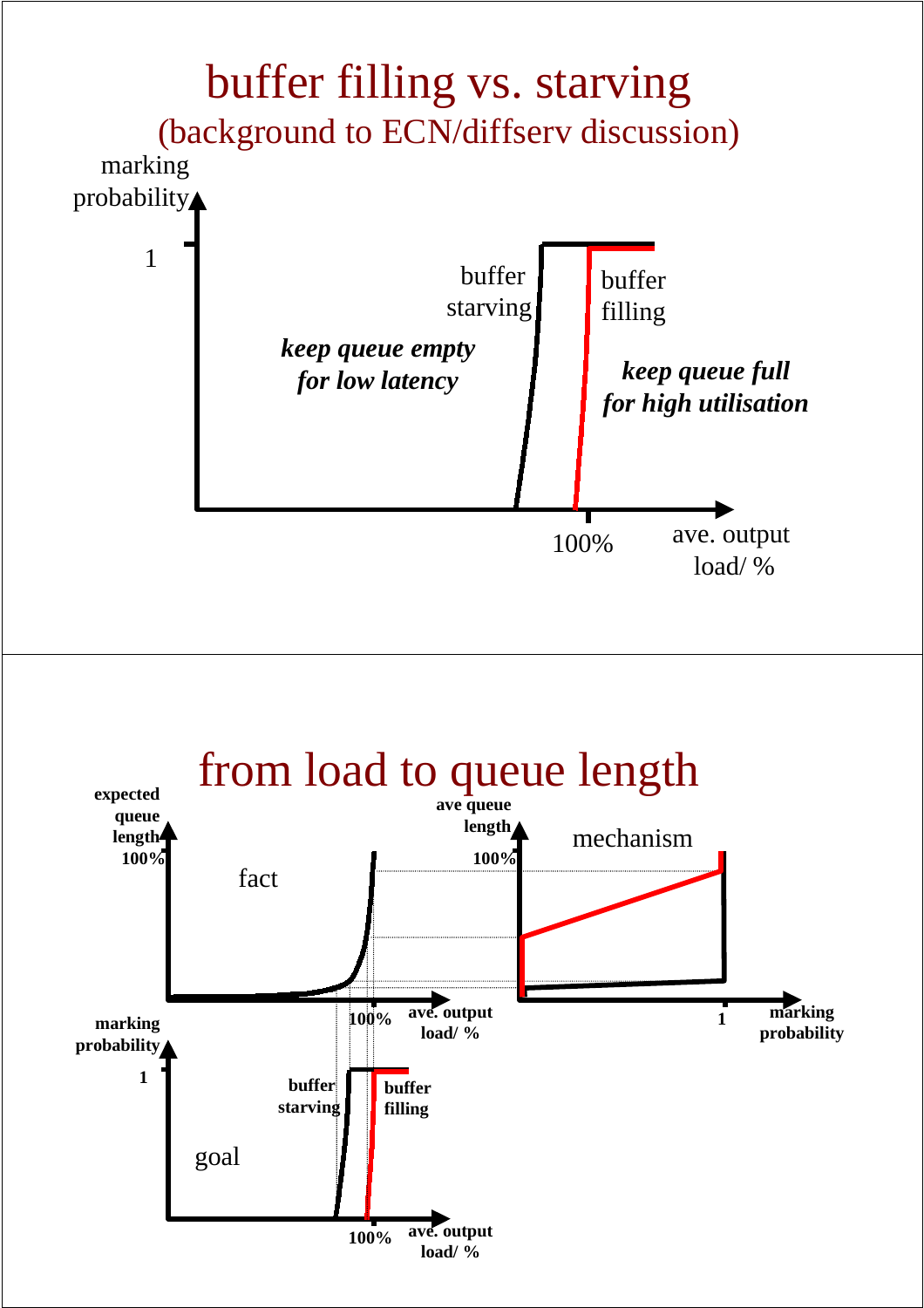# buffer filling vs. starving

## (background to ECN/diffserv discussion)

marking probability

1

buffer starving

buffer filling

***keep queue empty for low latency***

***keep queue full for high utilisation***

100%

ave. output load/ %

---

# from load to queue length

**expected queue length**

**100%**

fact

**100%**

**ave. output load/ %**

**ave queue length**

**100%**

mechanism

**1**

**marking probability**

**marking probability**

**1**

**buffer starving**

**buffer filling**

goal

**100%**

**ave. output load/ %**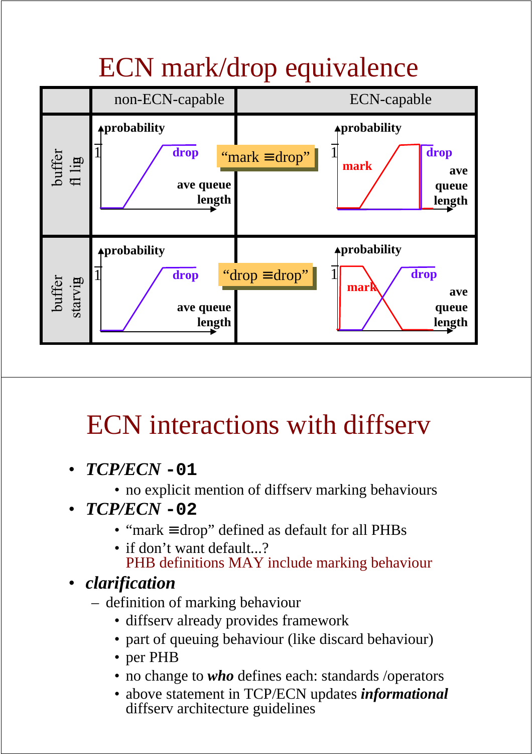# ECN mark/drop equivalence

| | non-ECN-capable | | ECN-capable |
|---|---|---|---|
| buffer filling | probability 1, drop, ave queue length | "mark ≡drop" | probability 1, mark, drop, ave queue length |
| buffer starving | probability 1, drop, ave queue length | "drop ≡drop" | probability 1, mark, drop, ave queue length |

# ECN interactions with diffserv

- ***TCP/ECN*** **`-01`**
  - no explicit mention of diffserv marking behaviours
- ***TCP/ECN*** **`-02`**
  - "mark ≡drop" defined as default for all PHBs
  - if don't want default...?
    PHB definitions MAY include marking behaviour
- ***clarification***
  - definition of marking behaviour
    - diffserv already provides framework
    - part of queuing behaviour (like discard behaviour)
    - per PHB
    - no change to ***who*** defines each: standards /operators
    - above statement in TCP/ECN updates ***informational*** diffserv architecture guidelines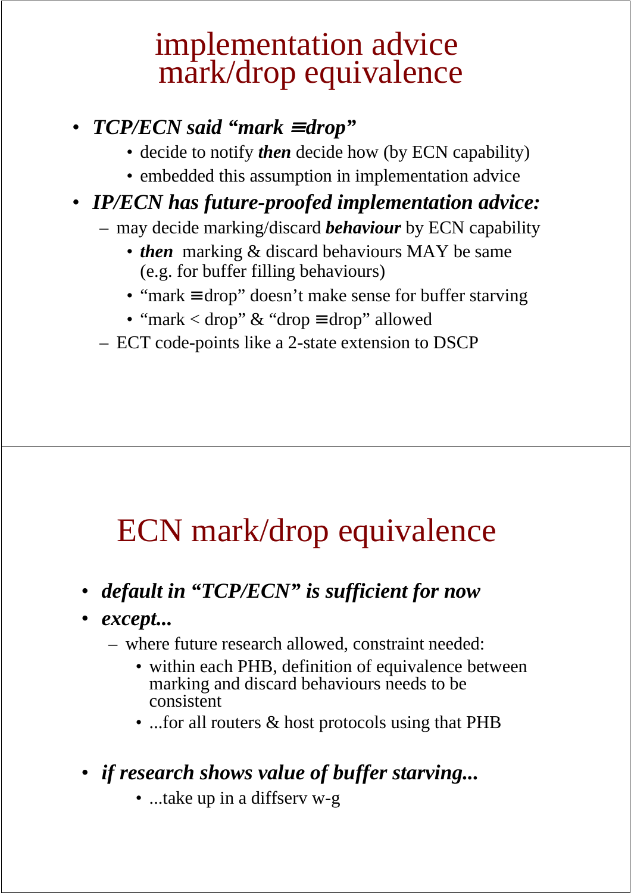# implementation advice mark/drop equivalence

- ***TCP/ECN said "mark ≡ drop"***
  - decide to notify ***then*** decide how (by ECN capability)
  - embedded this assumption in implementation advice
- ***IP/ECN has future-proofed implementation advice:***
  - may decide marking/discard ***behaviour*** by ECN capability
    - ***then*** marking & discard behaviours MAY be same (e.g. for buffer filling behaviours)
    - "mark ≡ drop" doesn't make sense for buffer starving
    - "mark < drop" & "drop ≡ drop" allowed
  - ECT code-points like a 2-state extension to DSCP

# ECN mark/drop equivalence

- ***default in "TCP/ECN" is sufficient for now***
- ***except...***
  - where future research allowed, constraint needed:
    - within each PHB, definition of equivalence between marking and discard behaviours needs to be consistent
    - ...for all routers & host protocols using that PHB
- ***if research shows value of buffer starving...***
  - ...take up in a diffserv w-g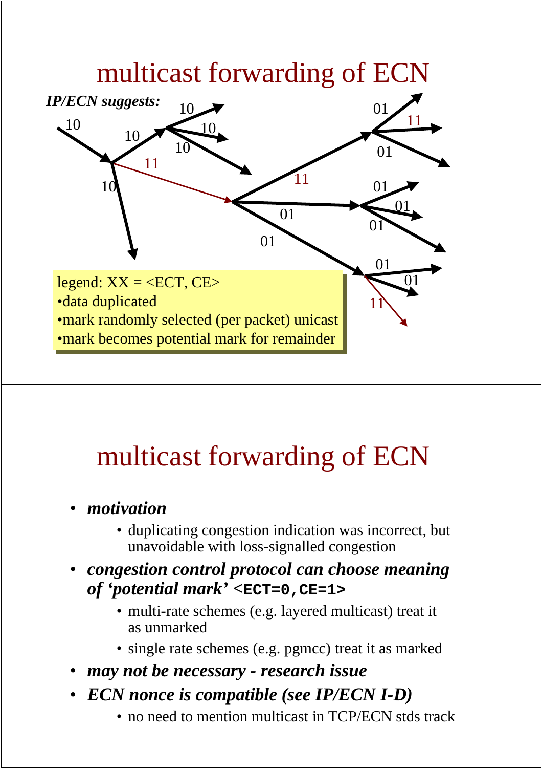# multicast forwarding of ECN

*IP/ECN suggests:*

legend: XX = <ECT, CE>

- data duplicated
- mark randomly selected (per packet) unicast
- mark becomes potential mark for remainder

# multicast forwarding of ECN

- ***motivation***
  - duplicating congestion indication was incorrect, but unavoidable with loss-signalled congestion
- ***congestion control protocol can choose meaning of 'potential mark'*** **`<ECT=0,CE=1>`**
  - multi-rate schemes (e.g. layered multicast) treat it as unmarked
  - single rate schemes (e.g. pgmcc) treat it as marked
- ***may not be necessary - research issue***
- ***ECN nonce is compatible (see IP/ECN I-D)***
  - no need to mention multicast in TCP/ECN stds track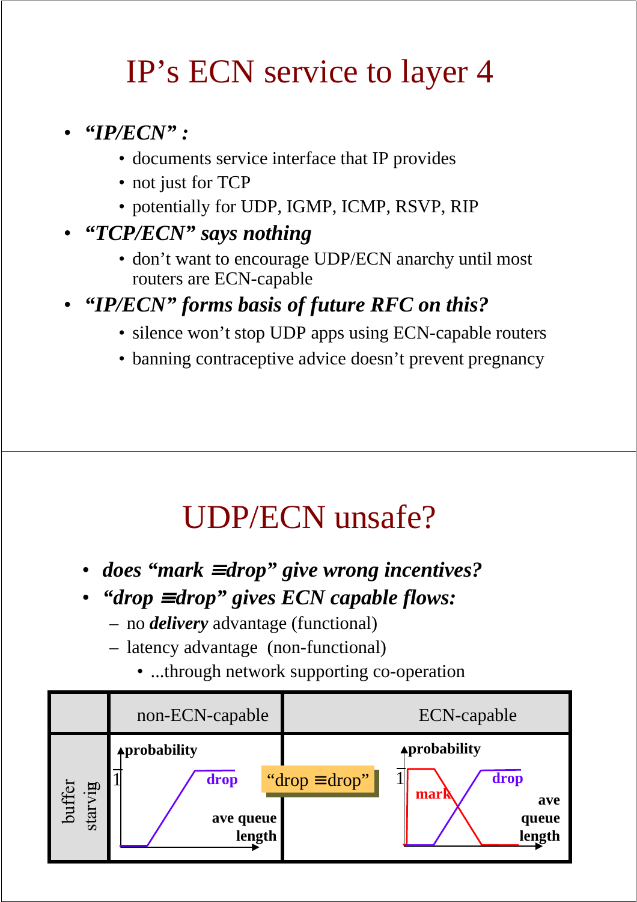# IP's ECN service to layer 4

- ***"IP/ECN" :***
  - documents service interface that IP provides
  - not just for TCP
  - potentially for UDP, IGMP, ICMP, RSVP, RIP
- ***"TCP/ECN" says nothing***
  - don't want to encourage UDP/ECN anarchy until most routers are ECN-capable
- ***"IP/ECN" forms basis of future RFC on this?***
  - silence won't stop UDP apps using ECN-capable routers
  - banning contraceptive advice doesn't prevent pregnancy

# UDP/ECN unsafe?

- ***does "mark ≡drop" give wrong incentives?***
- ***"drop ≡drop" gives ECN capable flows:***
  - no ***delivery*** advantage (functional)
  - latency advantage (non-functional)
    - ...through network supporting co-operation

| | non-ECN-capable | ECN-capable |
|---|---|---|
| buffer starvig | **probability** 1 **drop** **ave queue length** — "drop ≡drop" | **probability** 1 **mark** **drop** **ave queue length** |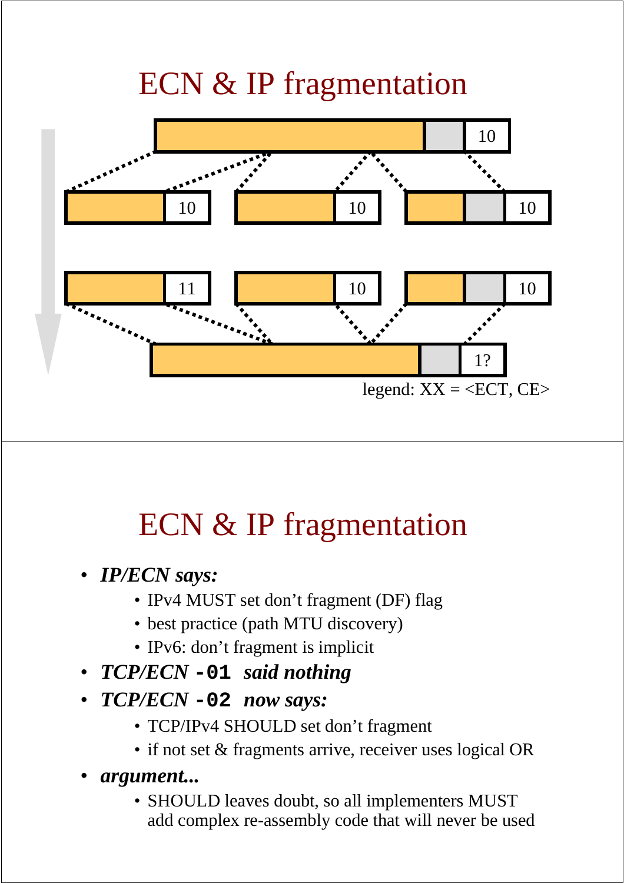# ECN & IP fragmentation

legend: XX = <ECT, CE>

# ECN & IP fragmentation

- ***IP/ECN says:***
  - IPv4 MUST set don't fragment (DF) flag
  - best practice (path MTU discovery)
  - IPv6: don't fragment is implicit
- ***TCP/ECN*** **`-01`** ***said nothing***
- ***TCP/ECN*** **`-02`** ***now says:***
  - TCP/IPv4 SHOULD set don't fragment
  - if not set & fragments arrive, receiver uses logical OR
- ***argument...***
  - SHOULD leaves doubt, so all implementers MUST add complex re-assembly code that will never be used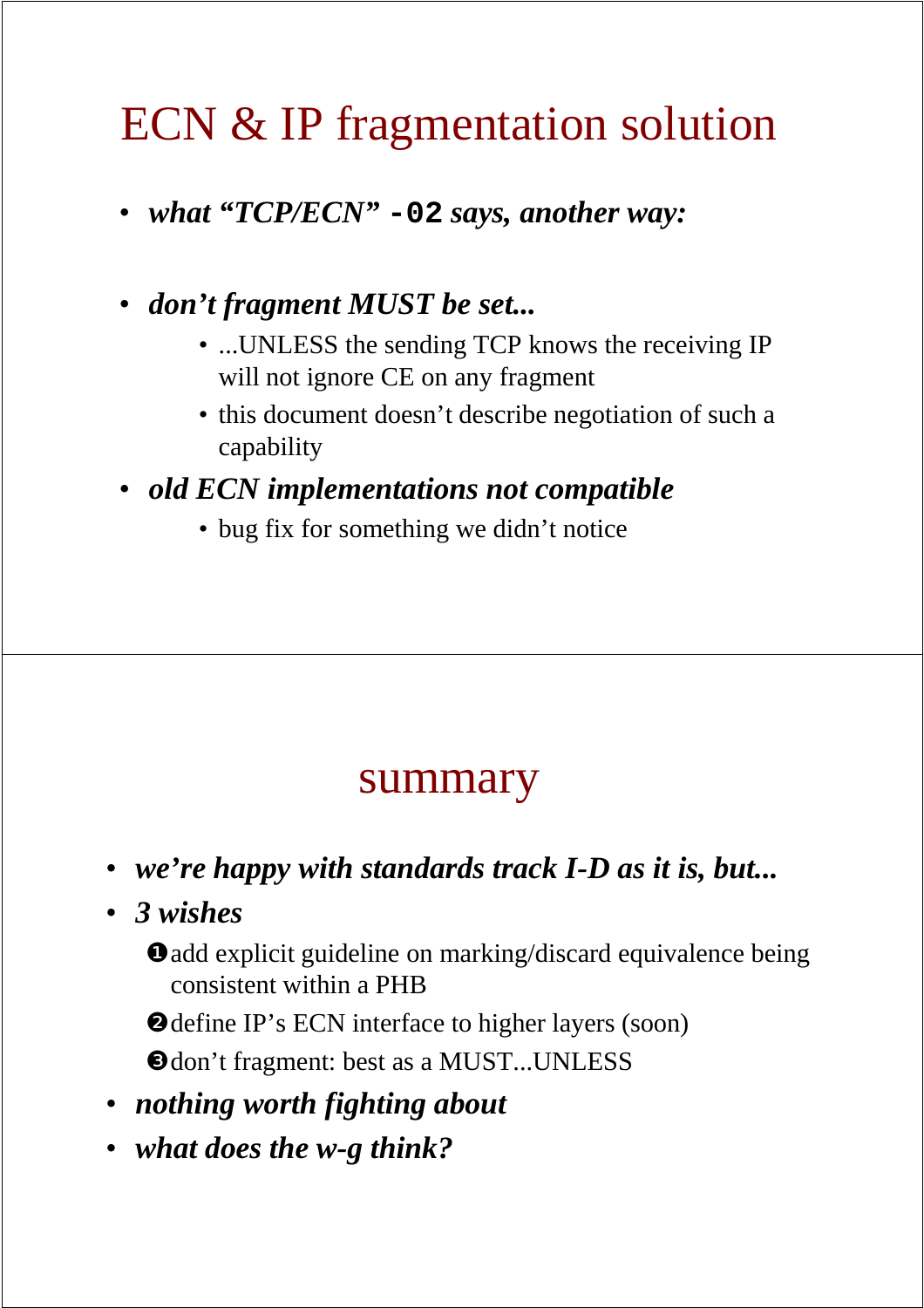# ECN & IP fragmentation solution

- ***what "TCP/ECN"*** **`-02`** ***says, another way:***
- ***don't fragment MUST be set...***
  - ...UNLESS the sending TCP knows the receiving IP will not ignore CE on any fragment
  - this document doesn't describe negotiation of such a capability
- ***old ECN implementations not compatible***
  - bug fix for something we didn't notice

# summary

- ***we're happy with standards track I-D as it is, but...***
- ***3 wishes***
  - ❶ add explicit guideline on marking/discard equivalence being consistent within a PHB
  - ❷ define IP's ECN interface to higher layers (soon)
  - ❸ don't fragment: best as a MUST...UNLESS
- ***nothing worth fighting about***
- ***what does the w-g think?***